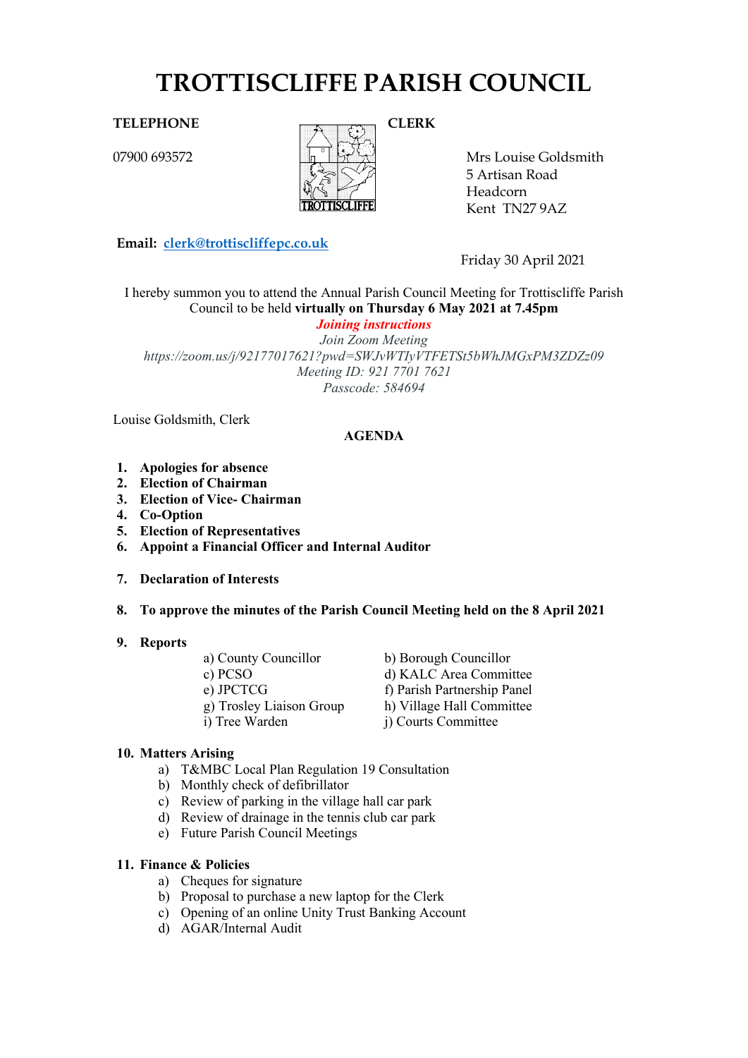# TROTTISCLIFFE PARISH COUNCIL

**TELEPHONE**

07900 693572

**CLERK**

Mrs Louise Goldsmith
5 Artisan Road
Headcorn
Kent TN27 9AZ

**Email:** clerk@trottiscliffepc.co.uk

Friday 30 April 2021

I hereby summon you to attend the Annual Parish Council Meeting for Trottiscliffe Parish Council to be held **virtually on Thursday 6 May 2021 at 7.45pm**

***Joining instructions***

*Join Zoom Meeting*
*https://zoom.us/j/92177017621?pwd=SWJvWTIyVTFETSt5bWhJMGxPM3ZDZz09*
*Meeting ID: 921 7701 7621*
*Passcode: 584694*

Louise Goldsmith, Clerk

**AGENDA**

1. **Apologies for absence**
2. **Election of Chairman**
3. **Election of Vice- Chairman**
4. **Co-Option**
5. **Election of Representatives**
6. **Appoint a Financial Officer and Internal Auditor**
7. **Declaration of Interests**
8. **To approve the minutes of the Parish Council Meeting held on the 8 April 2021**
9. **Reports**
   - a) County Councillor
   - b) Borough Councillor
   - c) PCSO
   - d) KALC Area Committee
   - e) JPCTCG
   - f) Parish Partnership Panel
   - g) Trosley Liaison Group
   - h) Village Hall Committee
   - i) Tree Warden
   - j) Courts Committee
10. **Matters Arising**
    - a) T&MBC Local Plan Regulation 19 Consultation
    - b) Monthly check of defibrillator
    - c) Review of parking in the village hall car park
    - d) Review of drainage in the tennis club car park
    - e) Future Parish Council Meetings
11. **Finance & Policies**
    - a) Cheques for signature
    - b) Proposal to purchase a new laptop for the Clerk
    - c) Opening of an online Unity Trust Banking Account
    - d) AGAR/Internal Audit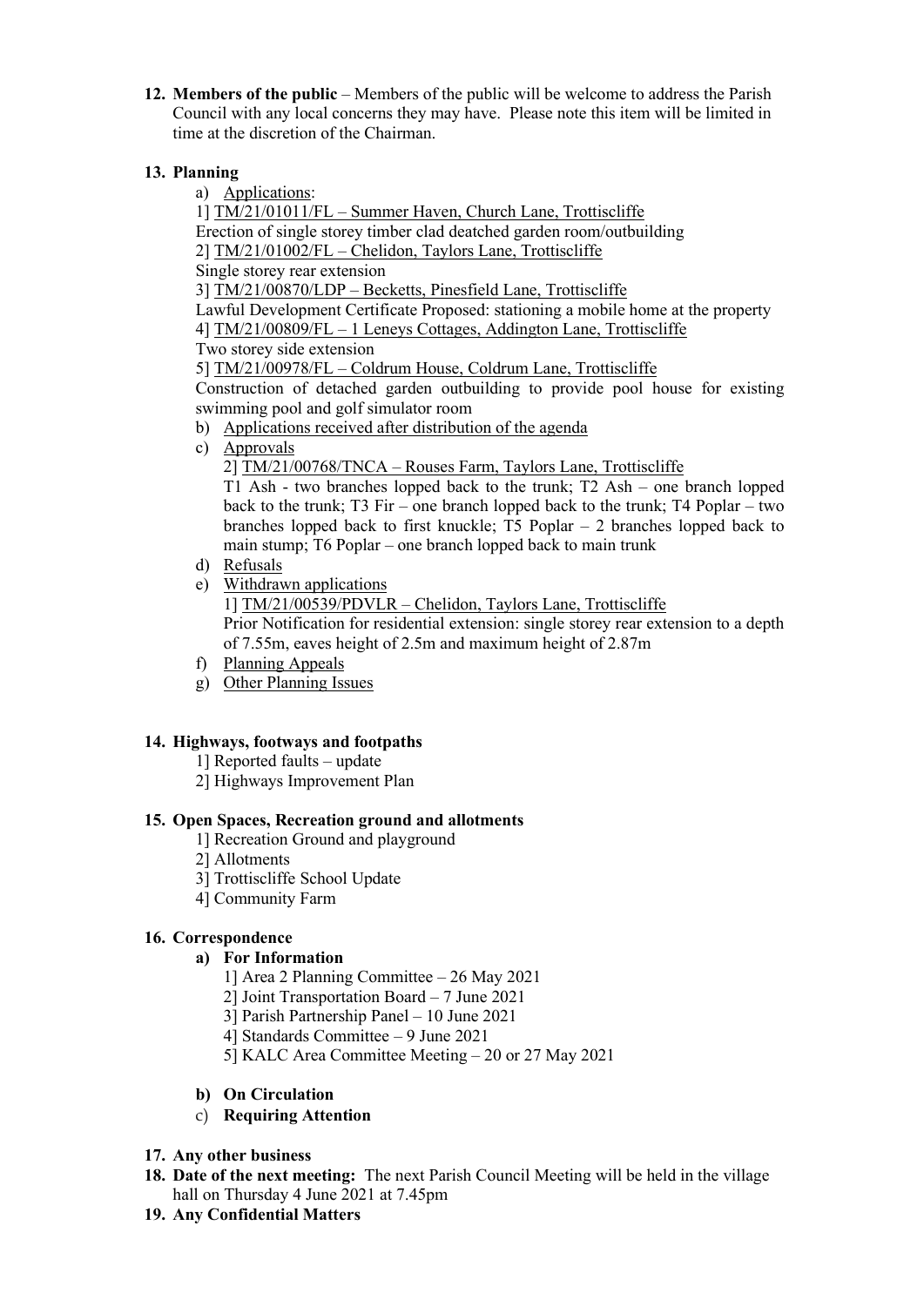**12. Members of the public** – Members of the public will be welcome to address the Parish Council with any local concerns they may have. Please note this item will be limited in time at the discretion of the Chairman.

**13. Planning**

a) Applications:

1] TM/21/01011/FL – Summer Haven, Church Lane, Trottiscliffe
Erection of single storey timber clad deatched garden room/outbuilding

2] TM/21/01002/FL – Chelidon, Taylors Lane, Trottiscliffe
Single storey rear extension

3] TM/21/00870/LDP – Becketts, Pinesfield Lane, Trottiscliffe
Lawful Development Certificate Proposed: stationing a mobile home at the property

4] TM/21/00809/FL – 1 Leneys Cottages, Addington Lane, Trottiscliffe
Two storey side extension

5] TM/21/00978/FL – Coldrum House, Coldrum Lane, Trottiscliffe
Construction of detached garden outbuilding to provide pool house for existing swimming pool and golf simulator room

b) Applications received after distribution of the agenda

c) Approvals

2] TM/21/00768/TNCA – Rouses Farm, Taylors Lane, Trottiscliffe
T1 Ash - two branches lopped back to the trunk; T2 Ash – one branch lopped back to the trunk; T3 Fir – one branch lopped back to the trunk; T4 Poplar – two branches lopped back to first knuckle; T5 Poplar – 2 branches lopped back to main stump; T6 Poplar – one branch lopped back to main trunk

d) Refusals

e) Withdrawn applications

1] TM/21/00539/PDVLR – Chelidon, Taylors Lane, Trottiscliffe
Prior Notification for residential extension: single storey rear extension to a depth of 7.55m, eaves height of 2.5m and maximum height of 2.87m

f) Planning Appeals

g) Other Planning Issues

**14. Highways, footways and footpaths**

1] Reported faults – update
2] Highways Improvement Plan

**15. Open Spaces, Recreation ground and allotments**

1] Recreation Ground and playground
2] Allotments
3] Trottiscliffe School Update
4] Community Farm

**16. Correspondence**

**a) For Information**

1] Area 2 Planning Committee – 26 May 2021
2] Joint Transportation Board – 7 June 2021
3] Parish Partnership Panel – 10 June 2021
4] Standards Committee – 9 June 2021
5] KALC Area Committee Meeting – 20 or 27 May 2021

**b) On Circulation**

c) **Requiring Attention**

**17. Any other business**

**18. Date of the next meeting:** The next Parish Council Meeting will be held in the village hall on Thursday 4 June 2021 at 7.45pm

**19. Any Confidential Matters**